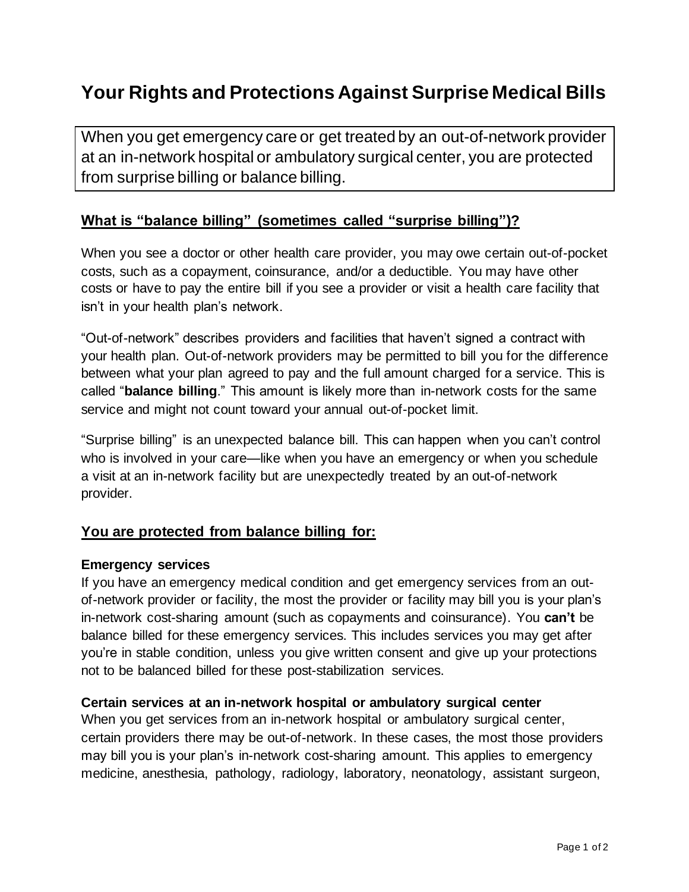# Your Rights and Protections Against Surprise Medical Bills

When you get emergency care or get treated by an out-of-network provider at an in-network hospital or ambulatory surgical center, you are protected from surprise billing or balance billing.

## What is "balance billing" (sometimes called "surprise billing")?

When you see a doctor or other health care provider, you may owe certain out-of-pocket costs, such as a copayment, coinsurance, and/or a deductible. You may have other costs or have to pay the entire bill if you see a provider or visit a health care facility that isn't in your health plan's network.

"Out-of-network" describes providers and facilities that haven't signed a contract with your health plan. Out-of-network providers may be permitted to bill you for the difference between what your plan agreed to pay and the full amount charged for a service. This is called "**balance billing**." This amount is likely more than in-network costs for the same service and might not count toward your annual out-of-pocket limit.

"Surprise billing" is an unexpected balance bill. This can happen when you can't control who is involved in your care—like when you have an emergency or when you schedule a visit at an in-network facility but are unexpectedly treated by an out-of-network provider.

## You are protected from balance billing for:

### Emergency services

If you have an emergency medical condition and get emergency services from an out-of-network provider or facility, the most the provider or facility may bill you is your plan's in-network cost-sharing amount (such as copayments and coinsurance). You **can't** be balance billed for these emergency services. This includes services you may get after you're in stable condition, unless you give written consent and give up your protections not to be balanced billed for these post-stabilization services.

### Certain services at an in-network hospital or ambulatory surgical center

When you get services from an in-network hospital or ambulatory surgical center, certain providers there may be out-of-network. In these cases, the most those providers may bill you is your plan's in-network cost-sharing amount. This applies to emergency medicine, anesthesia, pathology, radiology, laboratory, neonatology, assistant surgeon,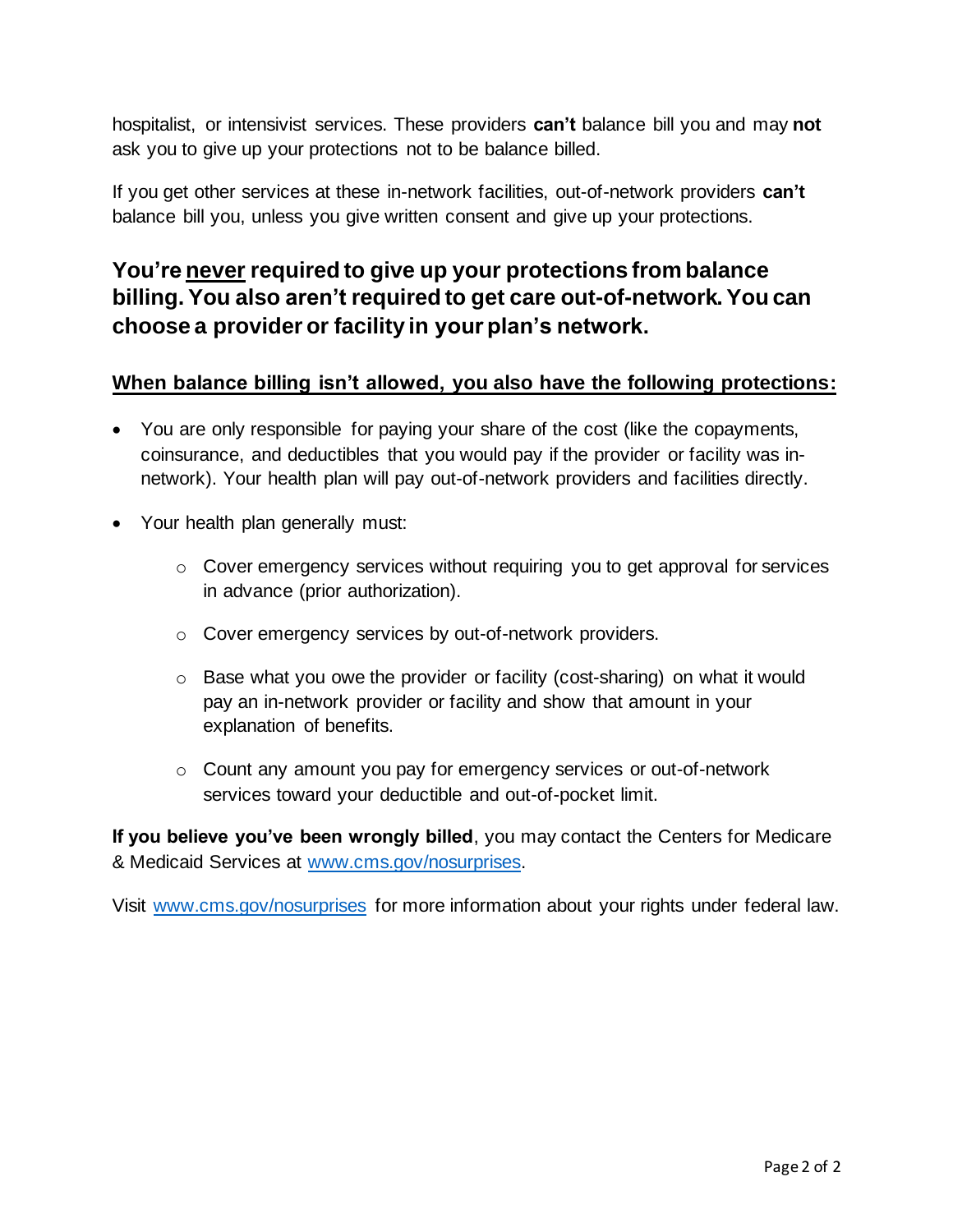hospitalist, or intensivist services. These providers **can't** balance bill you and may **not** ask you to give up your protections not to be balance billed.

If you get other services at these in-network facilities, out-of-network providers **can't** balance bill you, unless you give written consent and give up your protections.

## You're <u>never</u> required to give up your protections from balance billing. You also aren't required to get care out-of-network. You can choose a provider or facility in your plan's network.

**<u>When balance billing isn't allowed, you also have the following protections:</u>**

- You are only responsible for paying your share of the cost (like the copayments, coinsurance, and deductibles that you would pay if the provider or facility was in-network). Your health plan will pay out-of-network providers and facilities directly.
- Your health plan generally must:
  - Cover emergency services without requiring you to get approval for services in advance (prior authorization).
  - Cover emergency services by out-of-network providers.
  - Base what you owe the provider or facility (cost-sharing) on what it would pay an in-network provider or facility and show that amount in your explanation of benefits.
  - Count any amount you pay for emergency services or out-of-network services toward your deductible and out-of-pocket limit.

**If you believe you've been wrongly billed**, you may contact the Centers for Medicare & Medicaid Services at [www.cms.gov/nosurprises](www.cms.gov/nosurprises).

Visit [www.cms.gov/nosurprises](www.cms.gov/nosurprises) for more information about your rights under federal law.